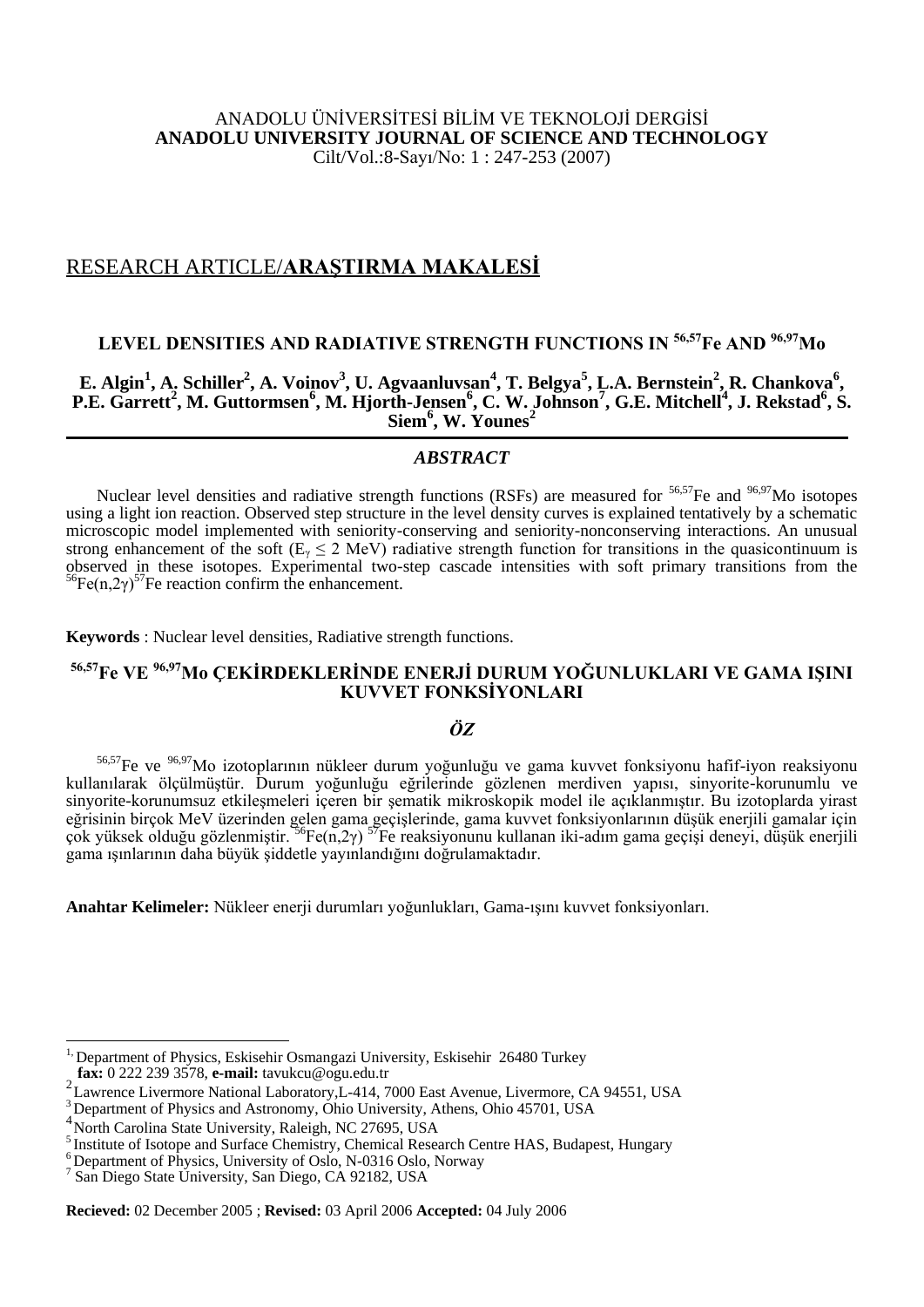ANADOLU ÜNİVERSİTESİ BİLİM VE TEKNOLOJİ DERGİSİ
**ANADOLU UNIVERSITY JOURNAL OF SCIENCE AND TECHNOLOGY**
Cilt/Vol.:8-Sayı/No: 1 : 247-253 (2007)

RESEARCH ARTICLE/**ARAŞTIRMA MAKALESİ**

## LEVEL DENSITIES AND RADIATIVE STRENGTH FUNCTIONS IN $^{56,57}$Fe AND $^{96,97}$Mo

**E. Algin[1], A. Schiller[2], A. Voinov[3], U. Agvaanluvsan[4], T. Belgya[5], L.A. Bernstein[2], R. Chankova[6], P.E. Garrett[2], M. Guttormsen[6], M. Hjorth-Jensen[6], C. W. Johnson[7], G.E. Mitchell[4], J. Rekstad[6], S. Siem[6], W. Younes[2]**

### *ABSTRACT*

Nuclear level densities and radiative strength functions (RSFs) are measured for $^{56,57}$Fe and $^{96,97}$Mo isotopes using a light ion reaction. Observed step structure in the level density curves is explained tentatively by a schematic microscopic model implemented with seniority-conserving and seniority-nonconserving interactions. An unusual strong enhancement of the soft ($E_\gamma \leq 2$ MeV) radiative strength function for transitions in the quasicontinuum is observed in these isotopes. Experimental two-step cascade intensities with soft primary transitions from the $^{56}$Fe(n,2γ)$^{57}$Fe reaction confirm the enhancement.

**Keywords** : Nuclear level densities, Radiative strength functions.

## $^{56,57}$Fe VE $^{96,97}$Mo ÇEKİRDEKLERİNDE ENERJİ DURUM YOĞUNLUKLARI VE GAMA IŞINI KUVVET FONKSİYONLARI

### *ÖZ*

$^{56,57}$Fe ve $^{96,97}$Mo izotoplarının nükleer durum yoğunluğu ve gama kuvvet fonksiyonu hafif-iyon reaksiyonu kullanılarak ölçülmüştür. Durum yoğunluğu eğrilerinde gözlenen merdiven yapısı, sinyorite-korunumlu ve sinyorite-korunumsuz etkileşmeleri içeren bir şematik mikroskopik model ile açıklanmıştır. Bu izotoplarda yirast eğrisinin birçok MeV üzerinden gelen gama geçişlerinde, gama kuvvet fonksiyonlarının düşük enerjili gamalar için çok yüksek olduğu gözlenmiştir. $^{56}$Fe(n,2γ) $^{57}$Fe reaksiyonunu kullanan iki-adım gama geçişi deneyi, düşük enerjili gama ışınlarının daha büyük şiddetle yayınlandığını doğrulamaktadır.

**Anahtar Kelimeler:** Nükleer enerji durumları yoğunlukları, Gama-ışını kuvvet fonksiyonları.

---

[1] Department of Physics, Eskisehir Osmangazi University, Eskisehir 26480 Turkey
**fax:** 0 222 239 3578, **e-mail:** tavukcu@ogu.edu.tr
[2] Lawrence Livermore National Laboratory,L-414, 7000 East Avenue, Livermore, CA 94551, USA
[3] Department of Physics and Astronomy, Ohio University, Athens, Ohio 45701, USA
[4] North Carolina State University, Raleigh, NC 27695, USA
[5] Institute of Isotope and Surface Chemistry, Chemical Research Centre HAS, Budapest, Hungary
[6] Department of Physics, University of Oslo, N-0316 Oslo, Norway
[7] San Diego State University, San Diego, CA 92182, USA

**Recieved:** 02 December 2005 ; **Revised:** 03 April 2006 **Accepted:** 04 July 2006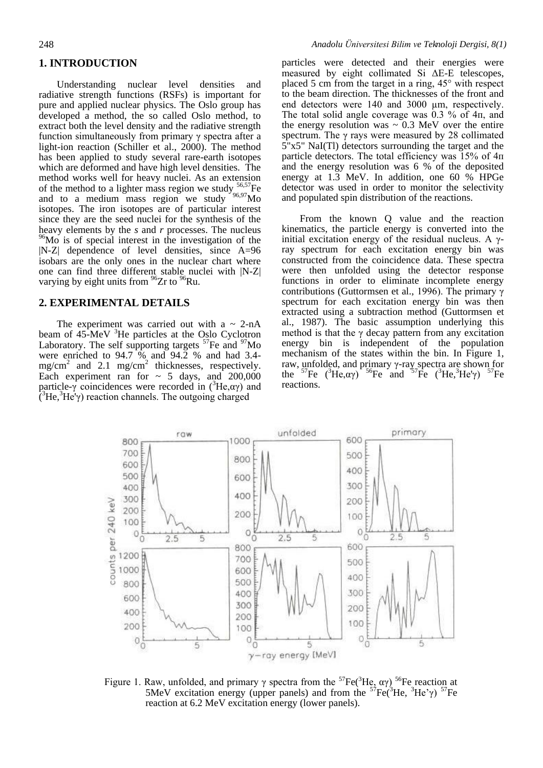## 1. INTRODUCTION

Understanding nuclear level densities and radiative strength functions (RSFs) is important for pure and applied nuclear physics. The Oslo group has developed a method, the so called Oslo method, to extract both the level density and the radiative strength function simultaneously from primary γ spectra after a light-ion reaction (Schiller et al., 2000). The method has been applied to study several rare-earth isotopes which are deformed and have high level densities. The method works well for heavy nuclei. As an extension of the method to a lighter mass region we study $^{56,57}$Fe and to a medium mass region we study $^{96,97}$Mo isotopes. The iron isotopes are of particular interest since they are the seed nuclei for the synthesis of the heavy elements by the *s* and *r* processes. The nucleus $^{96}$Mo is of special interest in the investigation of the |N-Z| dependence of level densities, since A=96 isobars are the only ones in the nuclear chart where one can find three different stable nuclei with |N-Z| varying by eight units from $^{96}$Zr to $^{96}$Ru.

## 2. EXPERIMENTAL DETAILS

The experiment was carried out with a ~ 2-nA beam of 45-MeV $^{3}$He particles at the Oslo Cyclotron Laboratory. The self supporting targets $^{57}$Fe and $^{97}$Mo were enriched to 94.7 % and 94.2 % and had 3.4-mg/cm$^{2}$ and 2.1 mg/cm$^{2}$ thicknesses, respectively. Each experiment ran for ~ 5 days, and 200,000 particle-γ coincidences were recorded in ($^{3}$He,αγ) and ($^{3}$He,$^{3}$He'γ) reaction channels. The outgoing charged particles were detected and their energies were measured by eight collimated Si ΔE-E telescopes, placed 5 cm from the target in a ring, 45° with respect to the beam direction. The thicknesses of the front and end detectors were 140 and 3000 μm, respectively. The total solid angle coverage was 0.3 % of 4π, and the energy resolution was ~ 0.3 MeV over the entire spectrum. The γ rays were measured by 28 collimated 5"x5" NaI(Tl) detectors surrounding the target and the particle detectors. The total efficiency was 15% of 4π and the energy resolution was 6 % of the deposited energy at 1.3 MeV. In addition, one 60 % HPGe detector was used in order to monitor the selectivity and populated spin distribution of the reactions.

From the known Q value and the reaction kinematics, the particle energy is converted into the initial excitation energy of the residual nucleus. A γ-ray spectrum for each excitation energy bin was constructed from the coincidence data. These spectra were then unfolded using the detector response functions in order to eliminate incomplete energy contributions (Guttormsen et al., 1996). The primary γ spectrum for each excitation energy bin was then extracted using a subtraction method (Guttormsen et al., 1987). The basic assumption underlying this method is that the γ decay pattern from any excitation energy bin is independent of the population mechanism of the states within the bin. In Figure 1, raw, unfolded, and primary γ-ray spectra are shown for the $^{57}$Fe ($^{3}$He,αγ) $^{56}$Fe and $^{57}$Fe ($^{3}$He,$^{3}$He'γ) $^{57}$Fe reactions.

Figure 1. Raw, unfolded, and primary γ spectra from the $^{57}$Fe($^{3}$He, αγ) $^{56}$Fe reaction at 5MeV excitation energy (upper panels) and from the $^{57}$Fe($^{3}$He, $^{3}$He'γ) $^{57}$Fe reaction at 6.2 MeV excitation energy (lower panels).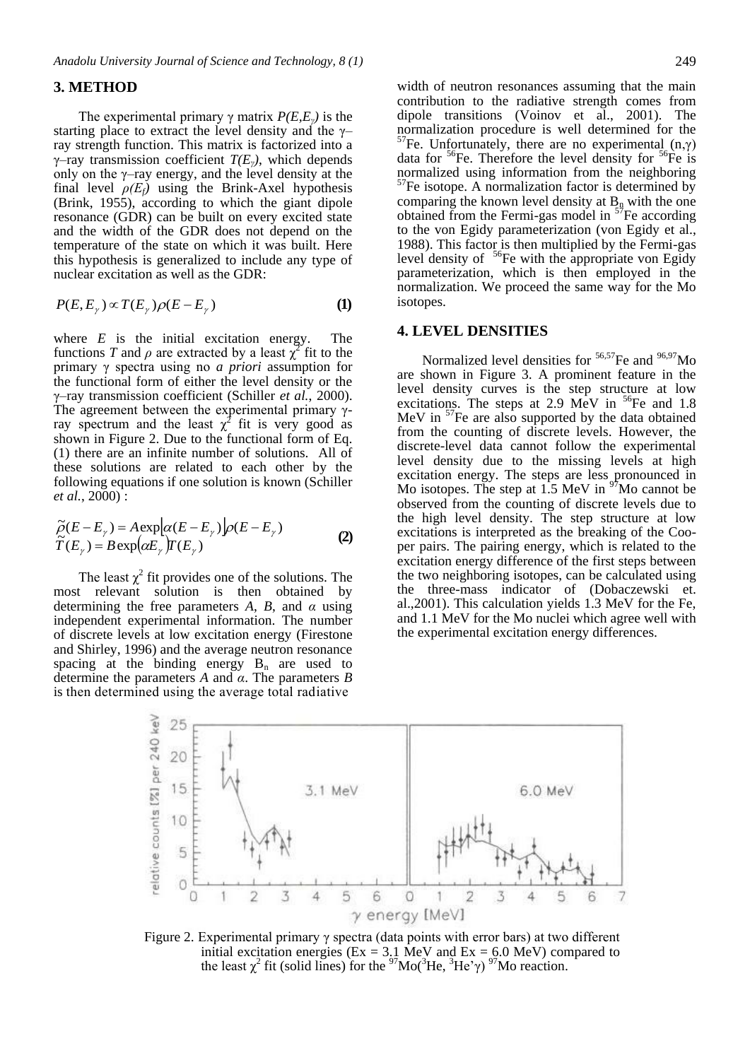## 3. METHOD

The experimental primary γ matrix $P(E,E_\gamma)$ is the starting place to extract the level density and the γ–ray strength function. This matrix is factorized into a γ–ray transmission coefficient $T(E_\gamma)$, which depends only on the γ–ray energy, and the level density at the final level $\rho(E_f)$ using the Brink-Axel hypothesis (Brink, 1955), according to which the giant dipole resonance (GDR) can be built on every excited state and the width of the GDR does not depend on the temperature of the state on which it was built. Here this hypothesis is generalized to include any type of nuclear excitation as well as the GDR:

$$P(E,E_\gamma) \propto T(E_\gamma)\rho(E-E_\gamma) \tag{1}$$

where $E$ is the initial excitation energy. The functions $T$ and $\rho$ are extracted by a least $\chi^2$ fit to the primary γ spectra using no *a priori* assumption for the functional form of either the level density or the γ–ray transmission coefficient (Schiller *et al.*, 2000). The agreement between the experimental primary γ-ray spectrum and the least $\chi^2$ fit is very good as shown in Figure 2. Due to the functional form of Eq. (1) there are an infinite number of solutions. All of these solutions are related to each other by the following equations if one solution is known (Schiller *et al.*, 2000) :

$$\begin{aligned} \tilde{\rho}(E-E_\gamma) &= A\exp\left[\alpha(E-E_\gamma)\right]\rho(E-E_\gamma) \\ \tilde{T}(E_\gamma) &= B\exp\left(\alpha E_\gamma\right)T(E_\gamma) \end{aligned} \tag{2}$$

The least $\chi^2$ fit provides one of the solutions. The most relevant solution is then obtained by determining the free parameters $A$, $B$, and $\alpha$ using independent experimental information. The number of discrete levels at low excitation energy (Firestone and Shirley, 1996) and the average neutron resonance spacing at the binding energy $B_n$ are used to determine the parameters $A$ and $\alpha$. The parameters $B$ is then determined using the average total radiative width of neutron resonances assuming that the main contribution to the radiative strength comes from dipole transitions (Voinov et al., 2001). The normalization procedure is well determined for the $^{57}$Fe. Unfortunately, there are no experimental (n,γ) data for $^{56}$Fe. Therefore the level density for $^{56}$Fe is normalized using information from the neighboring $^{57}$Fe isotope. A normalization factor is determined by comparing the known level density at $B_n$ with the one obtained from the Fermi-gas model in $^{57}$Fe according to the von Egidy parameterization (von Egidy et al., 1988). This factor is then multiplied by the Fermi-gas level density of $^{56}$Fe with the appropriate von Egidy parameterization, which is then employed in the normalization. We proceed the same way for the Mo isotopes.

## 4. LEVEL DENSITIES

Normalized level densities for $^{56,57}$Fe and $^{96,97}$Mo are shown in Figure 3. A prominent feature in the level density curves is the step structure at low excitations. The steps at 2.9 MeV in $^{56}$Fe and 1.8 MeV in $^{57}$Fe are also supported by the data obtained from the counting of discrete levels. However, the discrete-level data cannot follow the experimental level density due to the missing levels at high excitation energy. The steps are less pronounced in Mo isotopes. The step at 1.5 MeV in $^{97}$Mo cannot be observed from the counting of discrete levels due to the high level density. The step structure at low excitations is interpreted as the breaking of the Cooper pairs. The pairing energy, which is related to the excitation energy difference of the first steps between the two neighboring isotopes, can be calculated using the three-mass indicator of (Dobaczewski et. al.,2001). This calculation yields 1.3 MeV for the Fe, and 1.1 MeV for the Mo nuclei which agree well with the experimental excitation energy differences.

Figure 2. Experimental primary γ spectra (data points with error bars) at two different initial excitation energies (Ex = 3.1 MeV and Ex = 6.0 MeV) compared to the least $\chi^2$ fit (solid lines) for the $^{97}$Mo($^3$He, $^3$He'γ) $^{97}$Mo reaction.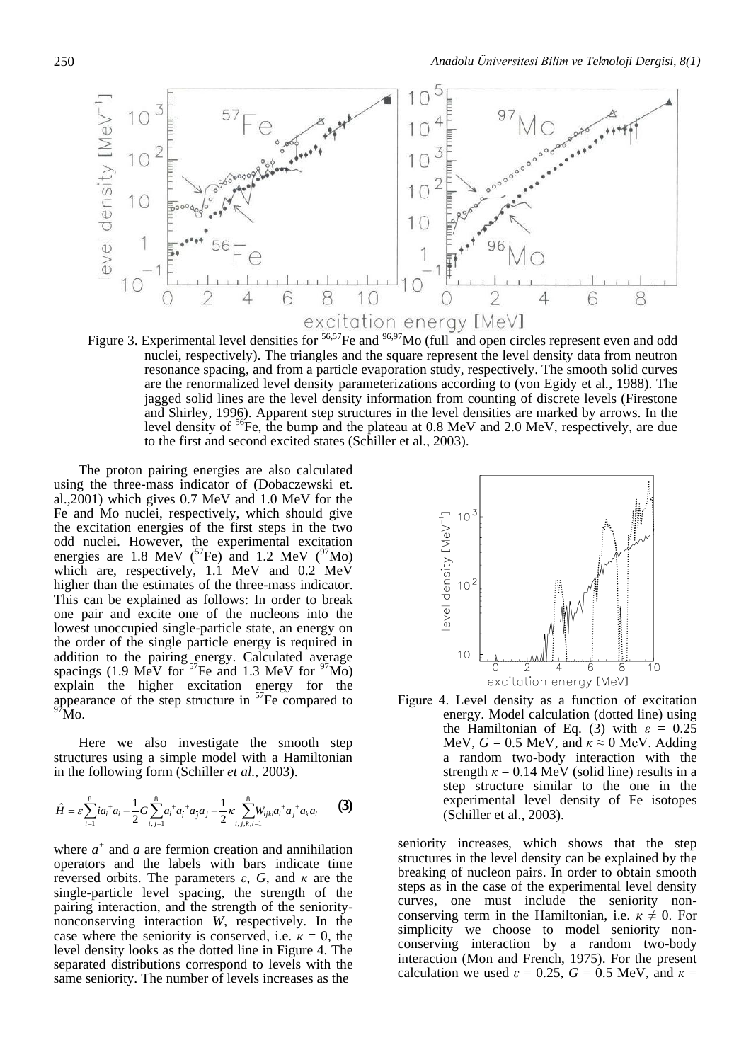Figure 3. Experimental level densities for $^{56,57}Fe$ and $^{96,97}Mo$ (full and open circles represent even and odd nuclei, respectively). The triangles and the square represent the level density data from neutron resonance spacing, and from a particle evaporation study, respectively. The smooth solid curves are the renormalized level density parameterizations according to (von Egidy et al., 1988). The jagged solid lines are the level density information from counting of discrete levels (Firestone and Shirley, 1996). Apparent step structures in the level densities are marked by arrows. In the level density of $^{56}Fe$, the bump and the plateau at 0.8 MeV and 2.0 MeV, respectively, are due to the first and second excited states (Schiller et al., 2003).

The proton pairing energies are also calculated using the three-mass indicator of (Dobaczewski et. al.,2001) which gives 0.7 MeV and 1.0 MeV for the Fe and Mo nuclei, respectively, which should give the excitation energies of the first steps in the two odd nuclei. However, the experimental excitation energies are 1.8 MeV ($^{57}Fe$) and 1.2 MeV ($^{97}Mo$) which are, respectively, 1.1 MeV and 0.2 MeV higher than the estimates of the three-mass indicator. This can be explained as follows: In order to break one pair and excite one of the nucleons into the lowest unoccupied single-particle state, an energy on the order of the single particle energy is required in addition to the pairing energy. Calculated average spacings (1.9 MeV for $^{57}Fe$ and 1.3 MeV for $^{97}Mo$) explain the higher excitation energy for the appearance of the step structure in $^{57}Fe$ compared to $^{97}Mo$.

Here we also investigate the smooth step structures using a simple model with a Hamiltonian in the following form (Schiller *et al.*, 2003).

$$\hat{H} = \varepsilon \sum_{i=1}^{8} i a_i^+ a_i - \frac{1}{2} G \sum_{i,j=1}^{8} a_i^+ a_{\bar{i}}^+ a_{\bar{j}} a_j - \frac{1}{2} \kappa \sum_{i,j,k,l=1}^{8} W_{ijkl} a_i^+ a_j^+ a_k a_l \qquad \textbf{(3)}$$

where $a^+$ and $a$ are fermion creation and annihilation operators and the labels with bars indicate time reversed orbits. The parameters $\varepsilon$, $G$, and $\kappa$ are the single-particle level spacing, the strength of the pairing interaction, and the strength of the seniority-nonconserving interaction $W$, respectively. In the case where the seniority is conserved, i.e. $\kappa = 0$, the level density looks as the dotted line in Figure 4. The separated distributions correspond to levels with the same seniority. The number of levels increases as the seniority increases, which shows that the step structures in the level density can be explained by the breaking of nucleon pairs. In order to obtain smooth steps as in the case of the experimental level density curves, one must include the seniority non-conserving term in the Hamiltonian, i.e. $\kappa \neq 0$. For simplicity we choose to model seniority non-conserving interaction by a random two-body interaction (Mon and French, 1975). For the present calculation we used $\varepsilon = 0.25$, $G = 0.5$ MeV, and $\kappa =$

Figure 4. Level density as a function of excitation energy. Model calculation (dotted line) using the Hamiltonian of Eq. (3) with $\varepsilon = 0.25$ MeV, $G = 0.5$ MeV, and $\kappa \approx 0$ MeV. Adding a random two-body interaction with the strength $\kappa = 0.14$ MeV (solid line) results in a step structure similar to the one in the experimental level density of Fe isotopes (Schiller et al., 2003).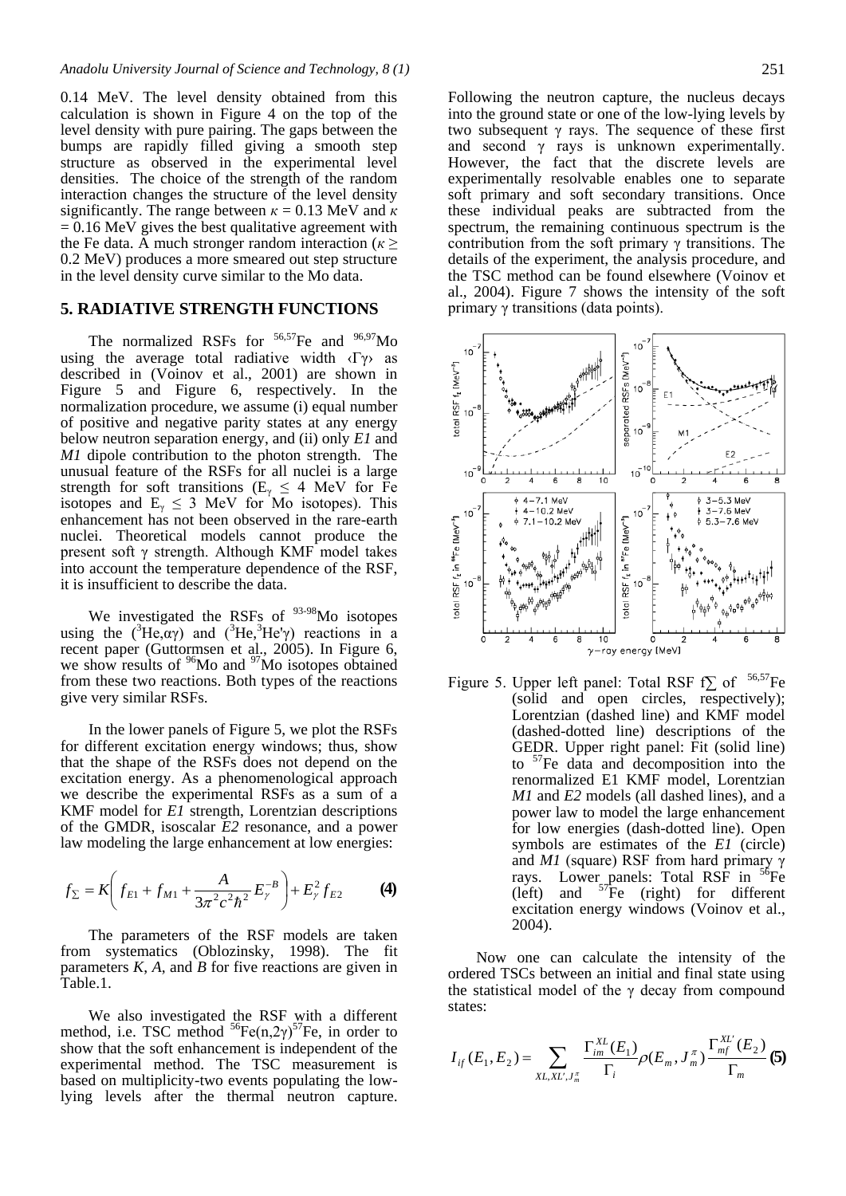0.14 MeV. The level density obtained from this calculation is shown in Figure 4 on the top of the level density with pure pairing. The gaps between the bumps are rapidly filled giving a smooth step structure as observed in the experimental level densities. The choice of the strength of the random interaction changes the structure of the level density significantly. The range between $\kappa$ = 0.13 MeV and $\kappa$ = 0.16 MeV gives the best qualitative agreement with the Fe data. A much stronger random interaction ($\kappa \geq$ 0.2 MeV) produces a more smeared out step structure in the level density curve similar to the Mo data.

## 5. RADIATIVE STRENGTH FUNCTIONS

The normalized RSFs for $^{56,57}$Fe and $^{96,97}$Mo using the average total radiative width $\langle\Gamma\gamma\rangle$ as described in (Voinov et al., 2001) are shown in Figure 5 and Figure 6, respectively. In the normalization procedure, we assume (i) equal number of positive and negative parity states at any energy below neutron separation energy, and (ii) only *E1* and *M1* dipole contribution to the photon strength. The unusual feature of the RSFs for all nuclei is a large strength for soft transitions ($E_\gamma \leq$ 4 MeV for Fe isotopes and $E_\gamma \leq$ 3 MeV for Mo isotopes). This enhancement has not been observed in the rare-earth nuclei. Theoretical models cannot produce the present soft γ strength. Although KMF model takes into account the temperature dependence of the RSF, it is insufficient to describe the data.

We investigated the RSFs of $^{93-98}$Mo isotopes using the ($^3$He,αγ) and ($^3$He,$^3$He'γ) reactions in a recent paper (Guttormsen et al., 2005). In Figure 6, we show results of $^{96}$Mo and $^{97}$Mo isotopes obtained from these two reactions. Both types of the reactions give very similar RSFs.

In the lower panels of Figure 5, we plot the RSFs for different excitation energy windows; thus, show that the shape of the RSFs does not depend on the excitation energy. As a phenomenological approach we describe the experimental RSFs as a sum of a KMF model for *E1* strength, Lorentzian descriptions of the GMDR, isoscalar *E2* resonance, and a power law modeling the large enhancement at low energies:

$$f_\Sigma = K\left(f_{E1} + f_{M1} + \frac{A}{3\pi^2 c^2 \hbar^2} E_\gamma^{-B}\right) + E_\gamma^2 f_{E2} \qquad \textbf{(4)}$$

The parameters of the RSF models are taken from systematics (Oblozinsky, 1998). The fit parameters *K*, *A*, and *B* for five reactions are given in Table.1.

We also investigated the RSF with a different method, i.e. TSC method $^{56}$Fe(n,2γ)$^{57}$Fe, in order to show that the soft enhancement is independent of the experimental method. The TSC measurement is based on multiplicity-two events populating the low-lying levels after the thermal neutron capture. Following the neutron capture, the nucleus decays into the ground state or one of the low-lying levels by two subsequent γ rays. The sequence of these first and second γ rays is unknown experimentally. However, the fact that the discrete levels are experimentally resolvable enables one to separate soft primary and soft secondary transitions. Once these individual peaks are subtracted from the spectrum, the remaining continuous spectrum is the contribution from the soft primary γ transitions. The details of the experiment, the analysis procedure, and the TSC method can be found elsewhere (Voinov et al., 2004). Figure 7 shows the intensity of the soft primary γ transitions (data points).

Figure 5. Upper left panel: Total RSF $f_\Sigma$ of $^{56,57}$Fe (solid and open circles, respectively); Lorentzian (dashed line) and KMF model (dashed-dotted line) descriptions of the GEDR. Upper right panel: Fit (solid line) to $^{57}$Fe data and decomposition into the renormalized E1 KMF model, Lorentzian *M1* and *E2* models (all dashed lines), and a power law to model the large enhancement for low energies (dash-dotted line). Open symbols are estimates of the *E1* (circle) and *M1* (square) RSF from hard primary γ rays. Lower panels: Total RSF in $^{56}$Fe (left) and $^{57}$Fe (right) for different excitation energy windows (Voinov et al., 2004).

Now one can calculate the intensity of the ordered TSCs between an initial and final state using the statistical model of the γ decay from compound states:

$$I_{if}(E_1, E_2) = \sum_{XL, XL', J_m^\pi} \frac{\Gamma_{im}^{XL}(E_1)}{\Gamma_i} \rho(E_m, J_m^\pi) \frac{\Gamma_{mf}^{XL'}(E_2)}{\Gamma_m} \qquad \textbf{(5)}$$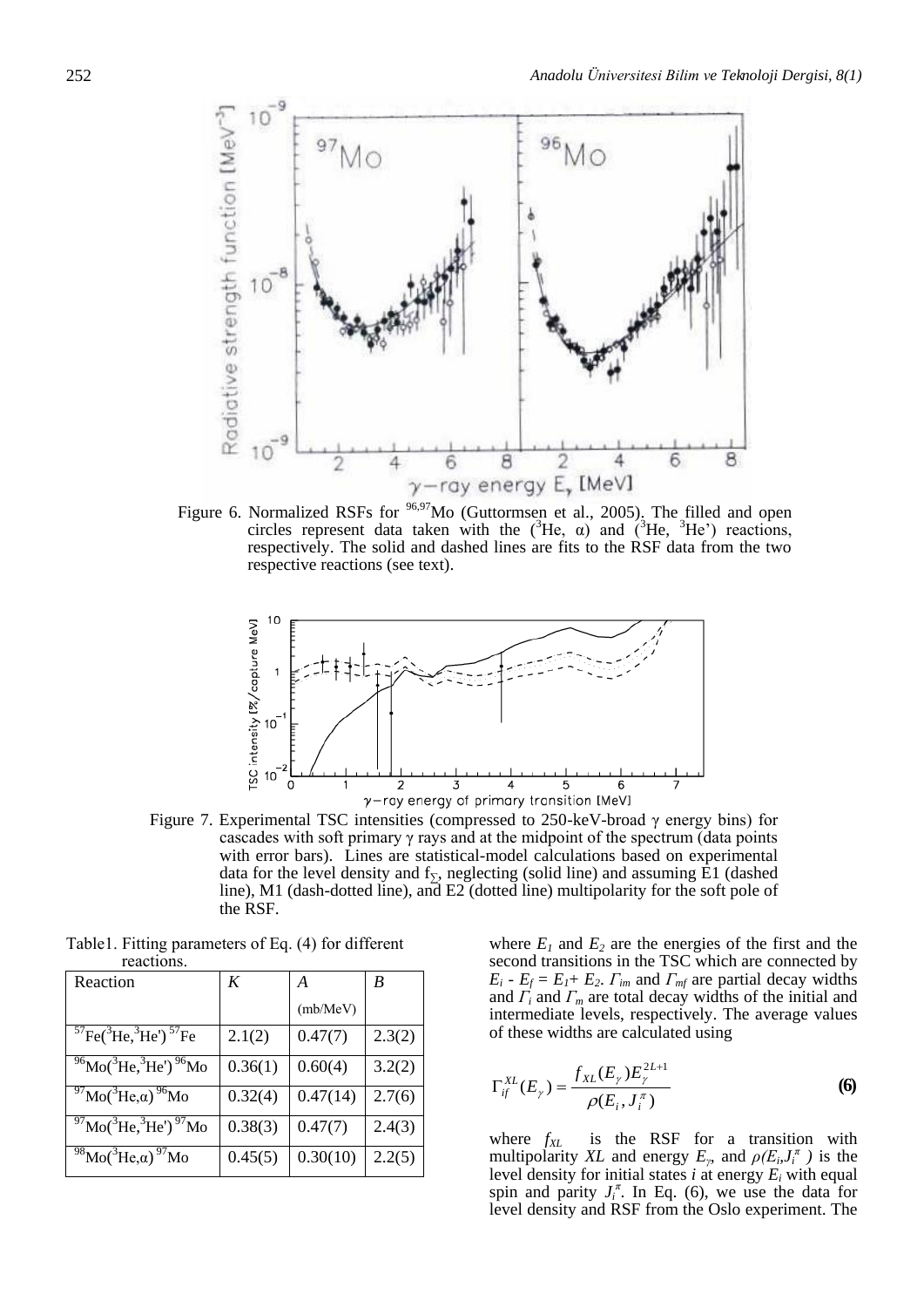Figure 6. Normalized RSFs for $^{96,97}$Mo (Guttormsen et al., 2005). The filled and open circles represent data taken with the ($^3$He, α) and ($^3$He, $^3$He') reactions, respectively. The solid and dashed lines are fits to the RSF data from the two respective reactions (see text).

Figure 7. Experimental TSC intensities (compressed to 250-keV-broad γ energy bins) for cascades with soft primary γ rays and at the midpoint of the spectrum (data points with error bars). Lines are statistical-model calculations based on experimental data for the level density and $f_\Sigma$, neglecting (solid line) and assuming E1 (dashed line), M1 (dash-dotted line), and E2 (dotted line) multipolarity for the soft pole of the RSF.

Table1. Fitting parameters of Eq. (4) for different reactions.

| Reaction | $K$ | $A$ (mb/MeV) | $B$ |
|---|---|---|---|
| $^{57}$Fe($^3$He,$^3$He') $^{57}$Fe | 2.1(2) | 0.47(7) | 2.3(2) |
| $^{96}$Mo($^3$He,$^3$He') $^{96}$Mo | 0.36(1) | 0.60(4) | 3.2(2) |
| $^{97}$Mo($^3$He,α) $^{96}$Mo | 0.32(4) | 0.47(14) | 2.7(6) |
| $^{97}$Mo($^3$He,$^3$He') $^{97}$Mo | 0.38(3) | 0.47(7) | 2.4(3) |
| $^{98}$Mo($^3$He,α) $^{97}$Mo | 0.45(5) | 0.30(10) | 2.2(5) |

where $E_1$ and $E_2$ are the energies of the first and the second transitions in the TSC which are connected by $E_i$ - $E_f$ = $E_1$+ $E_2$. $\Gamma_{im}$ and $\Gamma_{mf}$ are partial decay widths and $\Gamma_i$ and $\Gamma_m$ are total decay widths of the initial and intermediate levels, respectively. The average values of these widths are calculated using

$$\Gamma_{if}^{XL}(E_\gamma) = \frac{f_{XL}(E_\gamma)E_\gamma^{2L+1}}{\rho(E_i, J_i^\pi)} \quad \textbf{(6)}$$

where $f_{XL}$ is the RSF for a transition with multipolarity $XL$ and energy $E_\gamma$, and $\rho(E_i,J_i^\pi)$ is the level density for initial states $i$ at energy $E_i$ with equal spin and parity $J_i^\pi$. In Eq. (6), we use the data for level density and RSF from the Oslo experiment. The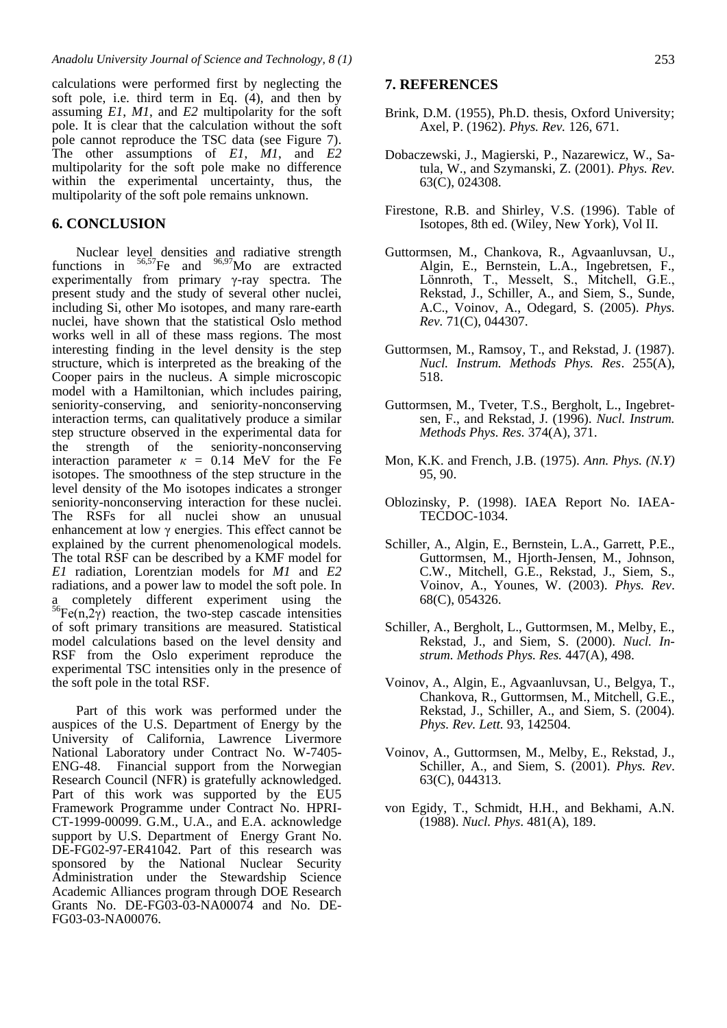calculations were performed first by neglecting the soft pole, i.e. third term in Eq. (4), and then by assuming *E1*, *M1*, and *E2* multipolarity for the soft pole. It is clear that the calculation without the soft pole cannot reproduce the TSC data (see Figure 7). The other assumptions of *E1*, *M1*, and *E2* multipolarity for the soft pole make no difference within the experimental uncertainty, thus, the multipolarity of the soft pole remains unknown.

## 6. CONCLUSION

Nuclear level densities and radiative strength functions in $^{56,57}$Fe and $^{96,97}$Mo are extracted experimentally from primary γ-ray spectra. The present study and the study of several other nuclei, including Si, other Mo isotopes, and many rare-earth nuclei, have shown that the statistical Oslo method works well in all of these mass regions. The most interesting finding in the level density is the step structure, which is interpreted as the breaking of the Cooper pairs in the nucleus. A simple microscopic model with a Hamiltonian, which includes pairing, seniority-conserving, and seniority-nonconserving interaction terms, can qualitatively produce a similar step structure observed in the experimental data for the strength of the seniority-nonconserving interaction parameter $\kappa$ = 0.14 MeV for the Fe isotopes. The smoothness of the step structure in the level density of the Mo isotopes indicates a stronger seniority-nonconserving interaction for these nuclei. The RSFs for all nuclei show an unusual enhancement at low γ energies. This effect cannot be explained by the current phenomenological models. The total RSF can be described by a KMF model for *E1* radiation, Lorentzian models for *M1* and *E2* radiations, and a power law to model the soft pole. In a completely different experiment using the $^{56}$Fe(n,2γ) reaction, the two-step cascade intensities of soft primary transitions are measured. Statistical model calculations based on the level density and RSF from the Oslo experiment reproduce the experimental TSC intensities only in the presence of the soft pole in the total RSF.

Part of this work was performed under the auspices of the U.S. Department of Energy by the University of California, Lawrence Livermore National Laboratory under Contract No. W-7405-ENG-48. Financial support from the Norwegian Research Council (NFR) is gratefully acknowledged. Part of this work was supported by the EU5 Framework Programme under Contract No. HPRI-CT-1999-00099. G.M., U.A., and E.A. acknowledge support by U.S. Department of Energy Grant No. DE-FG02-97-ER41042. Part of this research was sponsored by the National Nuclear Security Administration under the Stewardship Science Academic Alliances program through DOE Research Grants No. DE-FG03-03-NA00074 and No. DE-FG03-03-NA00076.

## 7. REFERENCES

Brink, D.M. (1955), Ph.D. thesis, Oxford University; Axel, P. (1962). *Phys. Rev.* 126, 671.

Dobaczewski, J., Magierski, P., Nazarewicz, W., Satula, W., and Szymanski, Z. (2001). *Phys. Rev.* 63(C), 024308.

Firestone, R.B. and Shirley, V.S. (1996). Table of Isotopes, 8th ed. (Wiley, New York), Vol II.

Guttormsen, M., Chankova, R., Agvaanluvsan, U., Algin, E., Bernstein, L.A., Ingebretsen, F., Lönnroth, T., Messelt, S., Mitchell, G.E., Rekstad, J., Schiller, A., and Siem, S., Sunde, A.C., Voinov, A., Odegard, S. (2005). *Phys. Rev.* 71(C), 044307.

Guttormsen, M., Ramsoy, T., and Rekstad, J. (1987). *Nucl. Instrum. Methods Phys. Res*. 255(A), 518.

Guttormsen, M., Tveter, T.S., Bergholt, L., Ingebretsen, F., and Rekstad, J. (1996). *Nucl. Instrum. Methods Phys. Res.* 374(A), 371.

Mon, K.K. and French, J.B. (1975). *Ann. Phys. (N.Y)* 95, 90.

Oblozinsky, P. (1998). IAEA Report No. IAEA-TECDOC-1034.

Schiller, A., Algin, E., Bernstein, L.A., Garrett, P.E., Guttormsen, M., Hjorth-Jensen, M., Johnson, C.W., Mitchell, G.E., Rekstad, J., Siem, S., Voinov, A., Younes, W. (2003). *Phys. Rev*. 68(C), 054326.

Schiller, A., Bergholt, L., Guttormsen, M., Melby, E., Rekstad, J., and Siem, S. (2000). *Nucl. Instrum. Methods Phys. Res.* 447(A), 498.

Voinov, A., Algin, E., Agvaanluvsan, U., Belgya, T., Chankova, R., Guttormsen, M., Mitchell, G.E., Rekstad, J., Schiller, A., and Siem, S. (2004). *Phys. Rev. Lett.* 93, 142504.

Voinov, A., Guttormsen, M., Melby, E., Rekstad, J., Schiller, A., and Siem, S. (2001). *Phys. Rev*. 63(C), 044313.

von Egidy, T., Schmidt, H.H., and Bekhami, A.N. (1988). *Nucl. Phys*. 481(A), 189.